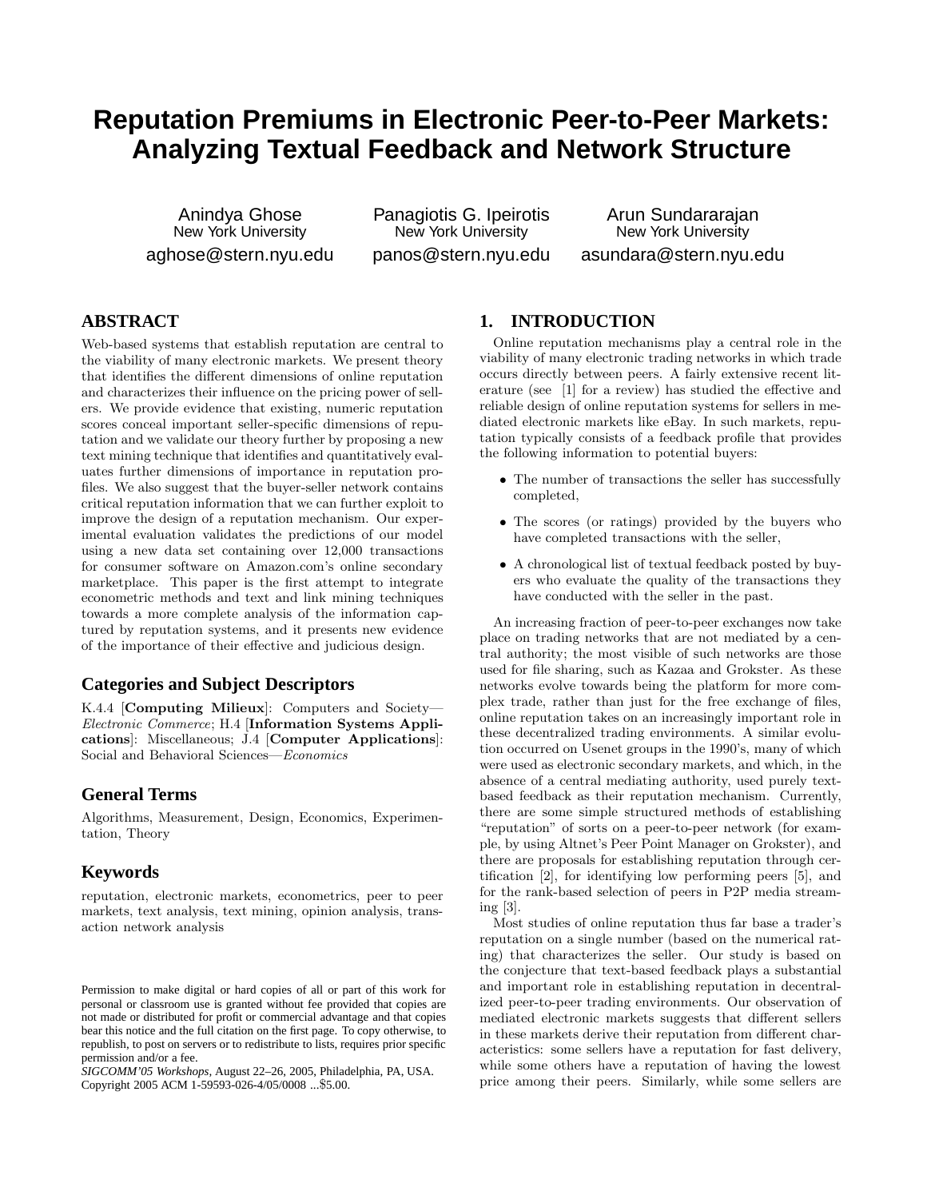# Reputation Premiums in Electronic Peer-to-Peer Markets: Analyzing Textual Feedback and Network Structure

Anindya Ghose
New York University
aghose@stern.nyu.edu

Panagiotis G. Ipeirotis
New York University
panos@stern.nyu.edu

Arun Sundararajan
New York University
asundara@stern.nyu.edu

## ABSTRACT

Web-based systems that establish reputation are central to the viability of many electronic markets. We present theory that identifies the different dimensions of online reputation and characterizes their influence on the pricing power of sellers. We provide evidence that existing, numeric reputation scores conceal important seller-specific dimensions of reputation and we validate our theory further by proposing a new text mining technique that identifies and quantitatively evaluates further dimensions of importance in reputation profiles. We also suggest that the buyer-seller network contains critical reputation information that we can further exploit to improve the design of a reputation mechanism. Our experimental evaluation validates the predictions of our model using a new data set containing over 12,000 transactions for consumer software on Amazon.com's online secondary marketplace. This paper is the first attempt to integrate econometric methods and text and link mining techniques towards a more complete analysis of the information captured by reputation systems, and it presents new evidence of the importance of their effective and judicious design.

### Categories and Subject Descriptors

K.4.4 [**Computing Milieux**]: Computers and Society—*Electronic Commerce*; H.4 [**Information Systems Applications**]: Miscellaneous; J.4 [**Computer Applications**]: Social and Behavioral Sciences—*Economics*

### General Terms

Algorithms, Measurement, Design, Economics, Experimentation, Theory

### Keywords

reputation, electronic markets, econometrics, peer to peer markets, text analysis, text mining, opinion analysis, transaction network analysis

Permission to make digital or hard copies of all or part of this work for personal or classroom use is granted without fee provided that copies are not made or distributed for profit or commercial advantage and that copies bear this notice and the full citation on the first page. To copy otherwise, to republish, to post on servers or to redistribute to lists, requires prior specific permission and/or a fee.
*SIGCOMM'05 Workshops*, August 22–26, 2005, Philadelphia, PA, USA.
Copyright 2005 ACM 1-59593-026-4/05/0008 ...$5.00.

## 1. INTRODUCTION

Online reputation mechanisms play a central role in the viability of many electronic trading networks in which trade occurs directly between peers. A fairly extensive recent literature (see [1] for a review) has studied the effective and reliable design of online reputation systems for sellers in mediated electronic markets like eBay. In such markets, reputation typically consists of a feedback profile that provides the following information to potential buyers:

- The number of transactions the seller has successfully completed,
- The scores (or ratings) provided by the buyers who have completed transactions with the seller,
- A chronological list of textual feedback posted by buyers who evaluate the quality of the transactions they have conducted with the seller in the past.

An increasing fraction of peer-to-peer exchanges now take place on trading networks that are not mediated by a central authority; the most visible of such networks are those used for file sharing, such as Kazaa and Grokster. As these networks evolve towards being the platform for more complex trade, rather than just for the free exchange of files, online reputation takes on an increasingly important role in these decentralized trading environments. A similar evolution occurred on Usenet groups in the 1990's, many of which were used as electronic secondary markets, and which, in the absence of a central mediating authority, used purely text-based feedback as their reputation mechanism. Currently, there are some simple structured methods of establishing "reputation" of sorts on a peer-to-peer network (for example, by using Altnet's Peer Point Manager on Grokster), and there are proposals for establishing reputation through certification [2], for identifying low performing peers [5], and for the rank-based selection of peers in P2P media streaming [3].

Most studies of online reputation thus far base a trader's reputation on a single number (based on the numerical rating) that characterizes the seller. Our study is based on the conjecture that text-based feedback plays a substantial and important role in establishing reputation in decentralized peer-to-peer trading environments. Our observation of mediated electronic markets suggests that different sellers in these markets derive their reputation from different characteristics: some sellers have a reputation for fast delivery, while some others have a reputation of having the lowest price among their peers. Similarly, while some sellers are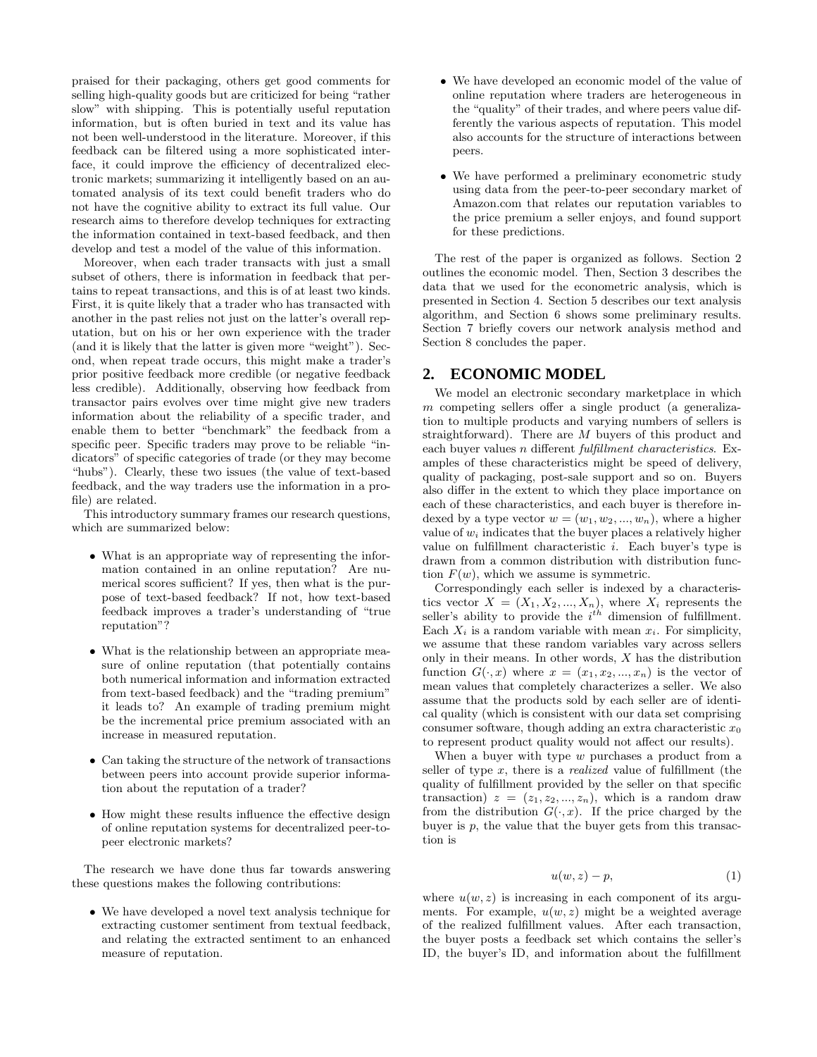praised for their packaging, others get good comments for selling high-quality goods but are criticized for being "rather slow" with shipping. This is potentially useful reputation information, but is often buried in text and its value has not been well-understood in the literature. Moreover, if this feedback can be filtered using a more sophisticated interface, it could improve the efficiency of decentralized electronic markets; summarizing it intelligently based on an automated analysis of its text could benefit traders who do not have the cognitive ability to extract its full value. Our research aims to therefore develop techniques for extracting the information contained in text-based feedback, and then develop and test a model of the value of this information.

Moreover, when each trader transacts with just a small subset of others, there is information in feedback that pertains to repeat transactions, and this is of at least two kinds. First, it is quite likely that a trader who has transacted with another in the past relies not just on the latter's overall reputation, but on his or her own experience with the trader (and it is likely that the latter is given more "weight"). Second, when repeat trade occurs, this might make a trader's prior positive feedback more credible (or negative feedback less credible). Additionally, observing how feedback from transactor pairs evolves over time might give new traders information about the reliability of a specific trader, and enable them to better "benchmark" the feedback from a specific peer. Specific traders may prove to be reliable "indicators" of specific categories of trade (or they may become "hubs"). Clearly, these two issues (the value of text-based feedback, and the way traders use the information in a profile) are related.

This introductory summary frames our research questions, which are summarized below:

- What is an appropriate way of representing the information contained in an online reputation? Are numerical scores sufficient? If yes, then what is the purpose of text-based feedback? If not, how text-based feedback improves a trader's understanding of "true reputation"?
- What is the relationship between an appropriate measure of online reputation (that potentially contains both numerical information and information extracted from text-based feedback) and the "trading premium" it leads to? An example of trading premium might be the incremental price premium associated with an increase in measured reputation.
- Can taking the structure of the network of transactions between peers into account provide superior information about the reputation of a trader?
- How might these results influence the effective design of online reputation systems for decentralized peer-to-peer electronic markets?

The research we have done thus far towards answering these questions makes the following contributions:

- We have developed a novel text analysis technique for extracting customer sentiment from textual feedback, and relating the extracted sentiment to an enhanced measure of reputation.
- We have developed an economic model of the value of online reputation where traders are heterogeneous in the "quality" of their trades, and where peers value differently the various aspects of reputation. This model also accounts for the structure of interactions between peers.
- We have performed a preliminary econometric study using data from the peer-to-peer secondary market of Amazon.com that relates our reputation variables to the price premium a seller enjoys, and found support for these predictions.

The rest of the paper is organized as follows. Section 2 outlines the economic model. Then, Section 3 describes the data that we used for the econometric analysis, which is presented in Section 4. Section 5 describes our text analysis algorithm, and Section 6 shows some preliminary results. Section 7 briefly covers our network analysis method and Section 8 concludes the paper.

## 2. ECONOMIC MODEL

We model an electronic secondary marketplace in which $m$ competing sellers offer a single product (a generalization to multiple products and varying numbers of sellers is straightforward). There are $M$ buyers of this product and each buyer values $n$ different *fulfillment characteristics*. Examples of these characteristics might be speed of delivery, quality of packaging, post-sale support and so on. Buyers also differ in the extent to which they place importance on each of these characteristics, and each buyer is therefore indexed by a type vector $w = (w_1, w_2, ..., w_n)$, where a higher value of $w_i$ indicates that the buyer places a relatively higher value on fulfillment characteristic $i$. Each buyer's type is drawn from a common distribution with distribution function $F(w)$, which we assume is symmetric.

Correspondingly each seller is indexed by a characteristics vector $X = (X_1, X_2, ..., X_n)$, where $X_i$ represents the seller's ability to provide the $i^{th}$ dimension of fulfillment. Each $X_i$ is a random variable with mean $x_i$. For simplicity, we assume that these random variables vary across sellers only in their means. In other words, $X$ has the distribution function $G(\cdot, x)$ where $x = (x_1, x_2, ..., x_n)$ is the vector of mean values that completely characterizes a seller. We also assume that the products sold by each seller are of identical quality (which is consistent with our data set comprising consumer software, though adding an extra characteristic $x_0$ to represent product quality would not affect our results).

When a buyer with type $w$ purchases a product from a seller of type $x$, there is a *realized* value of fulfillment (the quality of fulfillment provided by the seller on that specific transaction) $z = (z_1, z_2, ..., z_n)$, which is a random draw from the distribution $G(\cdot, x)$. If the price charged by the buyer is $p$, the value that the buyer gets from this transaction is

$$u(w, z) - p, \tag{1}$$

where $u(w, z)$ is increasing in each component of its arguments. For example, $u(w, z)$ might be a weighted average of the realized fulfillment values. After each transaction, the buyer posts a feedback set which contains the seller's ID, the buyer's ID, and information about the fulfillment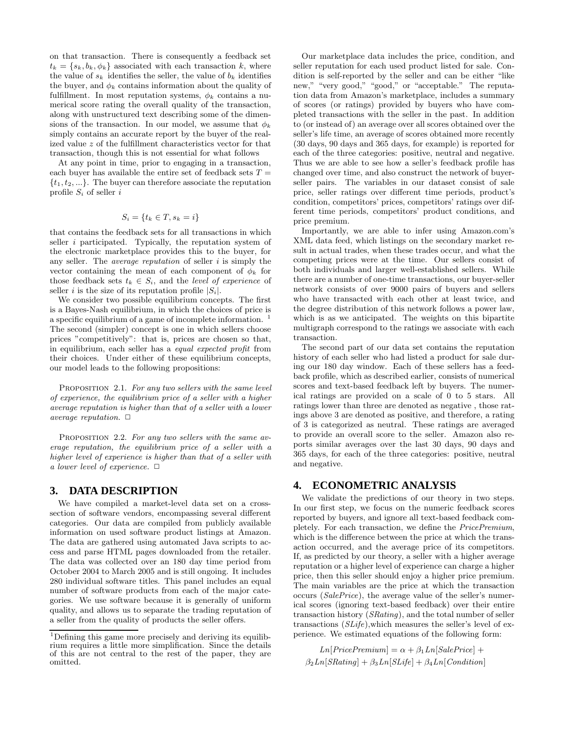on that transaction. There is consequently a feedback set $t_k = \{s_k, b_k, \phi_k\}$ associated with each transaction $k$, where the value of $s_k$ identifies the seller, the value of $b_k$ identifies the buyer, and $\phi_k$ contains information about the quality of fulfillment. In most reputation systems, $\phi_k$ contains a numerical score rating the overall quality of the transaction, along with unstructured text describing some of the dimensions of the transaction. In our model, we assume that $\phi_k$ simply contains an accurate report by the buyer of the realized value $z$ of the fulfillment characteristics vector for that transaction, though this is not essential for what follows

At any point in time, prior to engaging in a transaction, each buyer has available the entire set of feedback sets $T = \{t_1, t_2, ...\}$. The buyer can therefore associate the reputation profile $S_i$ of seller $i$

$$S_i = \{t_k \in T, s_k = i\}$$

that contains the feedback sets for all transactions in which seller $i$ participated. Typically, the reputation system of the electronic marketplace provides this to the buyer, for any seller. The *average reputation* of seller $i$ is simply the vector containing the mean of each component of $\phi_k$ for those feedback sets $t_k \in S_i$, and the *level of experience* of seller $i$ is the size of its reputation profile $|S_i|$.

We consider two possible equilibrium concepts. The first is a Bayes-Nash equilibrium, in which the choices of price is a specific equilibrium of a game of incomplete information. [1] The second (simpler) concept is one in which sellers choose prices "competitively": that is, prices are chosen so that, in equilibrium, each seller has a *equal expected profit* from their choices. Under either of these equilibrium concepts, our model leads to the following propositions:

PROPOSITION 2.1. *For any two sellers with the same level of experience, the equilibrium price of a seller with a higher average reputation is higher than that of a seller with a lower average reputation.* □

PROPOSITION 2.2. *For any two sellers with the same average reputation, the equilibrium price of a seller with a higher level of experience is higher than that of a seller with a lower level of experience.* □

## 3. DATA DESCRIPTION

We have compiled a market-level data set on a cross-section of software vendors, encompassing several different categories. Our data are compiled from publicly available information on used software product listings at Amazon. The data are gathered using automated Java scripts to access and parse HTML pages downloaded from the retailer. The data was collected over an 180 day time period from October 2004 to March 2005 and is still ongoing. It includes 280 individual software titles. This panel includes an equal number of software products from each of the major categories. We use software because it is generally of uniform quality, and allows us to separate the trading reputation of a seller from the quality of products the seller offers.

Our marketplace data includes the price, condition, and seller reputation for each used product listed for sale. Condition is self-reported by the seller and can be either "like new," "very good," "good," or "acceptable." The reputation data from Amazon's marketplace, includes a summary of scores (or ratings) provided by buyers who have completed transactions with the seller in the past. In addition to (or instead of) an average over all scores obtained over the seller's life time, an average of scores obtained more recently (30 days, 90 days and 365 days, for example) is reported for each of the three categories: positive, neutral and negative. Thus we are able to see how a seller's feedback profile has changed over time, and also construct the network of buyer-seller pairs. The variables in our dataset consist of sale price, seller ratings over different time periods, product's condition, competitors' prices, competitors' ratings over different time periods, competitors' product conditions, and price premium.

Importantly, we are able to infer using Amazon.com's XML data feed, which listings on the secondary market result in actual trades, when these trades occur, and what the competing prices were at the time. Our sellers consist of both individuals and larger well-established sellers. While there are a number of one-time transactions, our buyer-seller network consists of over 9000 pairs of buyers and sellers who have transacted with each other at least twice, and the degree distribution of this network follows a power law, which is as we anticipated. The weights on this bipartite multigraph correspond to the ratings we associate with each transaction.

The second part of our data set contains the reputation history of each seller who had listed a product for sale during our 180 day window. Each of these sellers has a feedback profile, which as described earlier, consists of numerical scores and text-based feedback left by buyers. The numerical ratings are provided on a scale of 0 to 5 stars. All ratings lower than three are denoted as negative , those ratings above 3 are denoted as positive, and therefore, a rating of 3 is categorized as neutral. These ratings are averaged to provide an overall score to the seller. Amazon also reports similar averages over the last 30 days, 90 days and 365 days, for each of the three categories: positive, neutral and negative.

## 4. ECONOMETRIC ANALYSIS

We validate the predictions of our theory in two steps. In our first step, we focus on the numeric feedback scores reported by buyers, and ignore all text-based feedback completely. For each transaction, we define the *PricePremium*, which is the difference between the price at which the transaction occurred, and the average price of its competitors. If, as predicted by our theory, a seller with a higher average reputation or a higher level of experience can charge a higher price, then this seller should enjoy a higher price premium. The main variables are the price at which the transaction occurs (*SalePrice*), the average value of the seller's numerical scores (ignoring text-based feedback) over their entire transaction history (*SRating*), and the total number of seller transactions (*SLife*),which measures the seller's level of experience. We estimated equations of the following form:

$$Ln[PricePremium] = \alpha + \beta_1 Ln[SalePrice] +$$
$$\beta_2 Ln[SRating] + \beta_3 Ln[SLife] + \beta_4 Ln[Condition]$$

[1] Defining this game more precisely and deriving its equilibrium requires a little more simplification. Since the details of this are not central to the rest of the paper, they are omitted.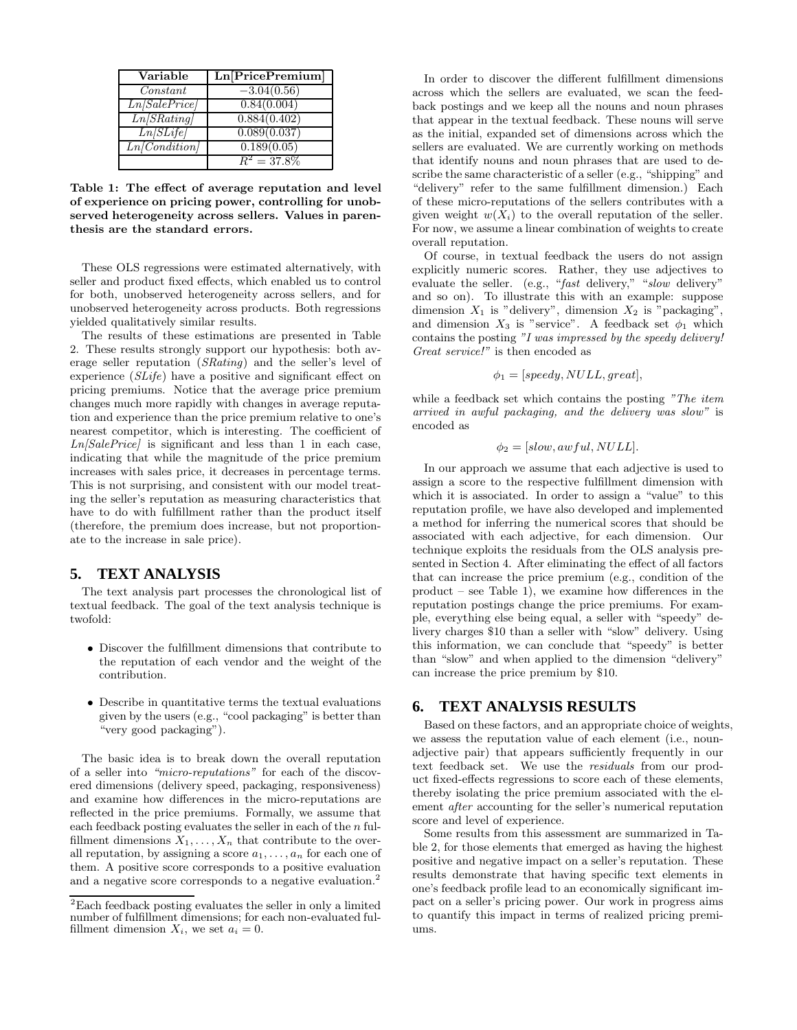| Variable | Ln[PricePremium] |
|---|---|
| *Constant* | $-3.04(0.56)$ |
| *Ln[SalePrice]* | 0.84(0.004) |
| *Ln[SRating]* | 0.884(0.402) |
| *Ln[SLife]* | 0.089(0.037) |
| *Ln[Condition]* | 0.189(0.05) |
| | $R^2 = 37.8\%$ |

**Table 1: The effect of average reputation and level of experience on pricing power, controlling for unobserved heterogeneity across sellers. Values in parenthesis are the standard errors.**

These OLS regressions were estimated alternatively, with seller and product fixed effects, which enabled us to control for both, unobserved heterogeneity across sellers, and for unobserved heterogeneity across products. Both regressions yielded qualitatively similar results.

The results of these estimations are presented in Table 2. These results strongly support our hypothesis: both average seller reputation (*SRating*) and the seller's level of experience (*SLife*) have a positive and significant effect on pricing premiums. Notice that the average price premium changes much more rapidly with changes in average reputation and experience than the price premium relative to one's nearest competitor, which is interesting. The coefficient of *Ln[SalePrice]* is significant and less than 1 in each case, indicating that while the magnitude of the price premium increases with sales price, it decreases in percentage terms. This is not surprising, and consistent with our model treating the seller's reputation as measuring characteristics that have to do with fulfillment rather than the product itself (therefore, the premium does increase, but not proportionate to the increase in sale price).

## 5. TEXT ANALYSIS

The text analysis part processes the chronological list of textual feedback. The goal of the text analysis technique is twofold:

- Discover the fulfillment dimensions that contribute to the reputation of each vendor and the weight of the contribution.
- Describe in quantitative terms the textual evaluations given by the users (e.g., "cool packaging" is better than "very good packaging").

The basic idea is to break down the overall reputation of a seller into *"micro-reputations"* for each of the discovered dimensions (delivery speed, packaging, responsiveness) and examine how differences in the micro-reputations are reflected in the price premiums. Formally, we assume that each feedback posting evaluates the seller in each of the $n$ fulfillment dimensions $X_1, \ldots, X_n$ that contribute to the overall reputation, by assigning a score $a_1, \ldots, a_n$ for each one of them. A positive score corresponds to a positive evaluation and a negative score corresponds to a negative evaluation.[2]

[2]Each feedback posting evaluates the seller in only a limited number of fulfillment dimensions; for each non-evaluated fulfillment dimension $X_i$, we set $a_i = 0$.

In order to discover the different fulfillment dimensions across which the sellers are evaluated, we scan the feedback postings and we keep all the nouns and noun phrases that appear in the textual feedback. These nouns will serve as the initial, expanded set of dimensions across which the sellers are evaluated. We are currently working on methods that identify nouns and noun phrases that are used to describe the same characteristic of a seller (e.g., "shipping" and "delivery" refer to the same fulfillment dimension.) Each of these micro-reputations of the sellers contributes with a given weight $w(X_i)$ to the overall reputation of the seller. For now, we assume a linear combination of weights to create overall reputation.

Of course, in textual feedback the users do not assign explicitly numeric scores. Rather, they use adjectives to evaluate the seller. (e.g., "*fast* delivery," "*slow* delivery" and so on). To illustrate this with an example: suppose dimension $X_1$ is "delivery", dimension $X_2$ is "packaging", and dimension $X_3$ is "service". A feedback set $\phi_1$ which contains the posting *"I was impressed by the speedy delivery! Great service!"* is then encoded as

$$\phi_1 = [speedy, NULL, great],$$

while a feedback set which contains the posting *"The item arrived in awful packaging, and the delivery was slow"* is encoded as

$$\phi_2 = [slow, awful, NULL].$$

In our approach we assume that each adjective is used to assign a score to the respective fulfillment dimension with which it is associated. In order to assign a "value" to this reputation profile, we have also developed and implemented a method for inferring the numerical scores that should be associated with each adjective, for each dimension. Our technique exploits the residuals from the OLS analysis presented in Section 4. After eliminating the effect of all factors that can increase the price premium (e.g., condition of the product – see Table 1), we examine how differences in the reputation postings change the price premiums. For example, everything else being equal, a seller with "speedy" delivery charges \$10 than a seller with "slow" delivery. Using this information, we can conclude that "speedy" is better than "slow" and when applied to the dimension "delivery" can increase the price premium by \$10.

## 6. TEXT ANALYSIS RESULTS

Based on these factors, and an appropriate choice of weights, we assess the reputation value of each element (i.e., noun-adjective pair) that appears sufficiently frequently in our text feedback set. We use the *residuals* from our product fixed-effects regressions to score each of these elements, thereby isolating the price premium associated with the element *after* accounting for the seller's numerical reputation score and level of experience.

Some results from this assessment are summarized in Table 2, for those elements that emerged as having the highest positive and negative impact on a seller's reputation. These results demonstrate that having specific text elements in one's feedback profile lead to an economically significant impact on a seller's pricing power. Our work in progress aims to quantify this impact in terms of realized pricing premiums.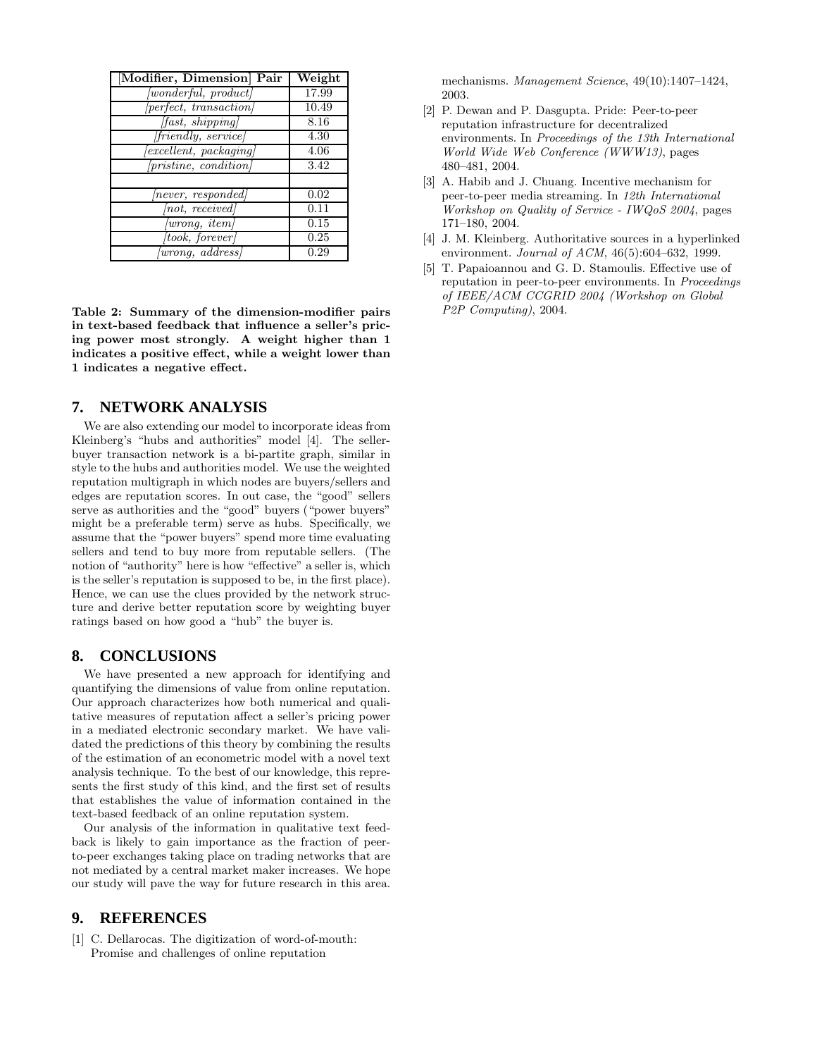| [Modifier, Dimension] Pair | Weight |
|---|---|
| [wonderful, product] | 17.99 |
| [perfect, transaction] | 10.49 |
| [fast, shipping] | 8.16 |
| [friendly, service] | 4.30 |
| [excellent, packaging] | 4.06 |
| [pristine, condition] | 3.42 |
| | |
| [never, responded] | 0.02 |
| [not, received] | 0.11 |
| [wrong, item] | 0.15 |
| [took, forever] | 0.25 |
| [wrong, address] | 0.29 |

**Table 2: Summary of the dimension-modifier pairs in text-based feedback that influence a seller's pricing power most strongly. A weight higher than 1 indicates a positive effect, while a weight lower than 1 indicates a negative effect.**

## 7. NETWORK ANALYSIS

We are also extending our model to incorporate ideas from Kleinberg's "hubs and authorities" model [4]. The seller-buyer transaction network is a bi-partite graph, similar in style to the hubs and authorities model. We use the weighted reputation multigraph in which nodes are buyers/sellers and edges are reputation scores. In out case, the "good" sellers serve as authorities and the "good" buyers ("power buyers" might be a preferable term) serve as hubs. Specifically, we assume that the "power buyers" spend more time evaluating sellers and tend to buy more from reputable sellers. (The notion of "authority" here is how "effective" a seller is, which is the seller's reputation is supposed to be, in the first place). Hence, we can use the clues provided by the network structure and derive better reputation score by weighting buyer ratings based on how good a "hub" the buyer is.

## 8. CONCLUSIONS

We have presented a new approach for identifying and quantifying the dimensions of value from online reputation. Our approach characterizes how both numerical and qualitative measures of reputation affect a seller's pricing power in a mediated electronic secondary market. We have validated the predictions of this theory by combining the results of the estimation of an econometric model with a novel text analysis technique. To the best of our knowledge, this represents the first study of this kind, and the first set of results that establishes the value of information contained in the text-based feedback of an online reputation system.

Our analysis of the information in qualitative text feedback is likely to gain importance as the fraction of peer-to-peer exchanges taking place on trading networks that are not mediated by a central market maker increases. We hope our study will pave the way for future research in this area.

## 9. REFERENCES

[1] C. Dellarocas. The digitization of word-of-mouth: Promise and challenges of online reputation mechanisms. *Management Science*, 49(10):1407–1424, 2003.

[2] P. Dewan and P. Dasgupta. Pride: Peer-to-peer reputation infrastructure for decentralized environments. In *Proceedings of the 13th International World Wide Web Conference (WWW13)*, pages 480–481, 2004.

[3] A. Habib and J. Chuang. Incentive mechanism for peer-to-peer media streaming. In *12th International Workshop on Quality of Service - IWQoS 2004*, pages 171–180, 2004.

[4] J. M. Kleinberg. Authoritative sources in a hyperlinked environment. *Journal of ACM*, 46(5):604–632, 1999.

[5] T. Papaioannou and G. D. Stamoulis. Effective use of reputation in peer-to-peer environments. In *Proceedings of IEEE/ACM CCGRID 2004 (Workshop on Global P2P Computing)*, 2004.